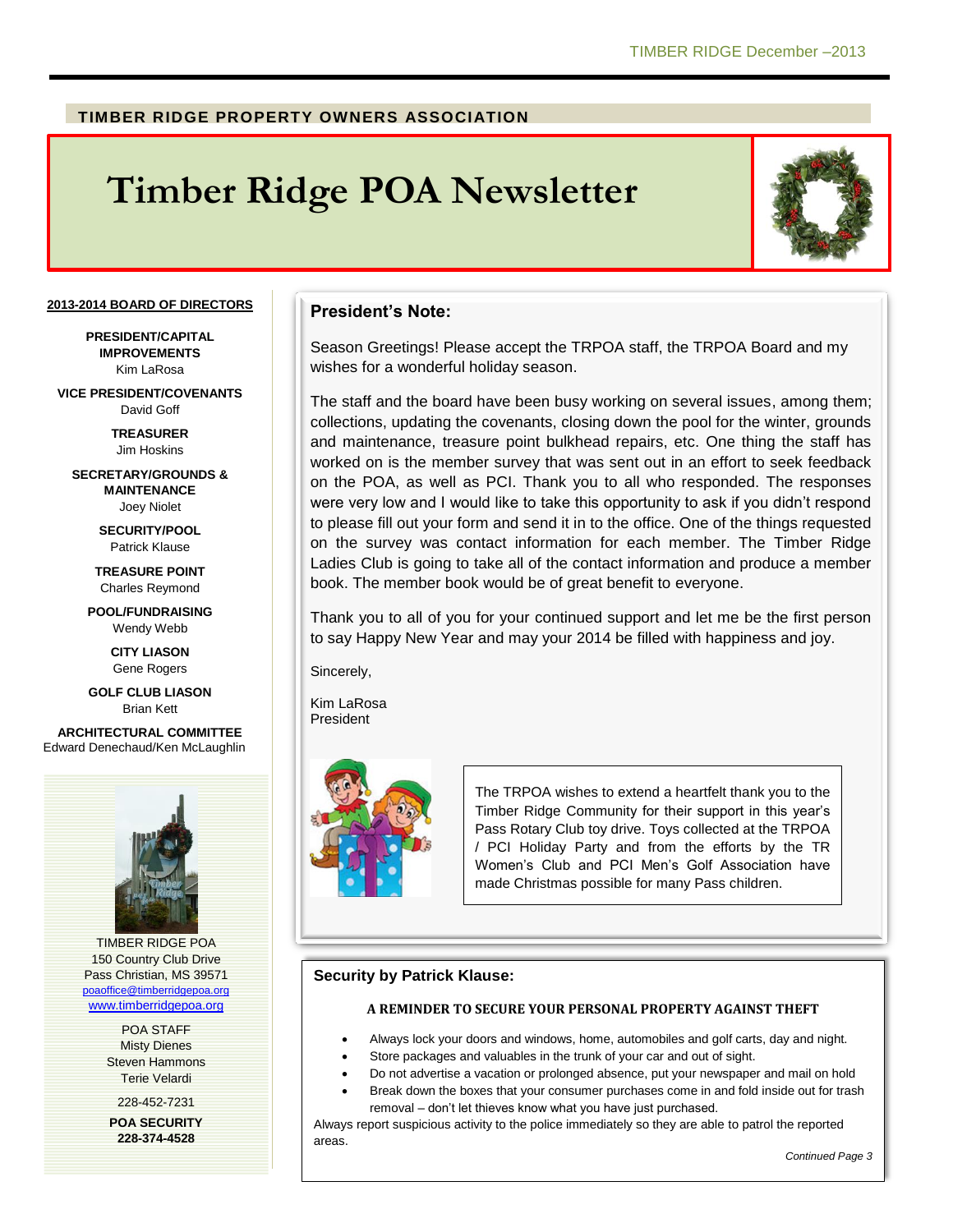TIMBER RIDGE PROPERTY OWNERS ASSOCIATION

# Timber Ridge POA Newsletter

**2013-2014 BOARD OF DIRECTORS**

**PRESIDENT/CAPITAL IMPROVEMENTS**
Kim LaRosa

**VICE PRESIDENT/COVENANTS**
David Goff

**TREASURER**
Jim Hoskins

**SECRETARY/GROUNDS & MAINTENANCE**
Joey Niolet

**SECURITY/POOL**
Patrick Klause

**TREASURE POINT**
Charles Reymond

**POOL/FUNDRAISING**
Wendy Webb

**CITY LIASON**
Gene Rogers

**GOLF CLUB LIASON**
Brian Kett

**ARCHITECTURAL COMMITTEE**
Edward Denechaud/Ken McLaughlin

TIMBER RIDGE POA
150 Country Club Drive
Pass Christian, MS 39571
poaoffice@timberridgepoa.org
www.timberridgepoa.org

POA STAFF
Misty Dienes
Steven Hammons
Terie Velardi

228-452-7231

**POA SECURITY**
**228-374-4528**

## President's Note:

Season Greetings! Please accept the TRPOA staff, the TRPOA Board and my wishes for a wonderful holiday season.

The staff and the board have been busy working on several issues, among them; collections, updating the covenants, closing down the pool for the winter, grounds and maintenance, treasure point bulkhead repairs, etc. One thing the staff has worked on is the member survey that was sent out in an effort to seek feedback on the POA, as well as PCI. Thank you to all who responded. The responses were very low and I would like to take this opportunity to ask if you didn't respond to please fill out your form and send it in to the office. One of the things requested on the survey was contact information for each member. The Timber Ridge Ladies Club is going to take all of the contact information and produce a member book. The member book would be of great benefit to everyone.

Thank you to all of you for your continued support and let me be the first person to say Happy New Year and may your 2014 be filled with happiness and joy.

Sincerely,

Kim LaRosa
President

The TRPOA wishes to extend a heartfelt thank you to the Timber Ridge Community for their support in this year's Pass Rotary Club toy drive. Toys collected at the TRPOA / PCI Holiday Party and from the efforts by the TR Women's Club and PCI Men's Golf Association have made Christmas possible for many Pass children.

## Security by Patrick Klause:

**A REMINDER TO SECURE YOUR PERSONAL PROPERTY AGAINST THEFT**

- Always lock your doors and windows, home, automobiles and golf carts, day and night.
- Store packages and valuables in the trunk of your car and out of sight.
- Do not advertise a vacation or prolonged absence, put your newspaper and mail on hold
- Break down the boxes that your consumer purchases come in and fold inside out for trash removal – don't let thieves know what you have just purchased.

Always report suspicious activity to the police immediately so they are able to patrol the reported areas.

*Continued Page 3*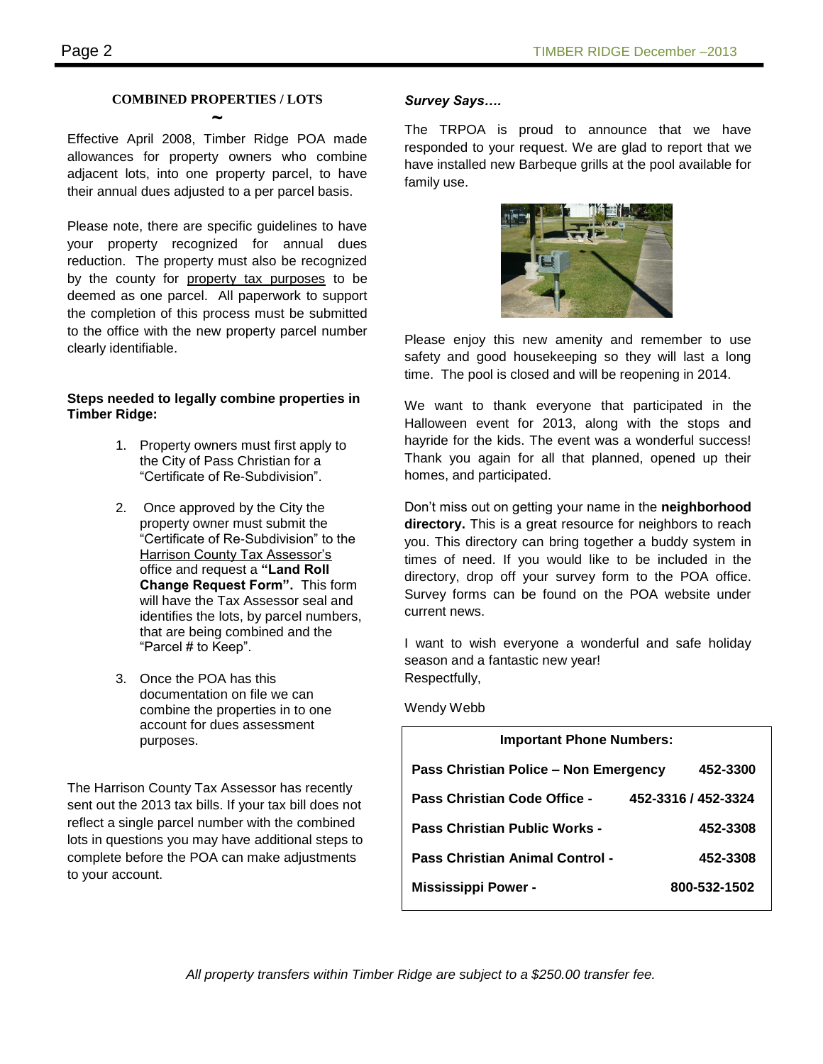## COMBINED PROPERTIES / LOTS

~

Effective April 2008, Timber Ridge POA made allowances for property owners who combine adjacent lots, into one property parcel, to have their annual dues adjusted to a per parcel basis.

Please note, there are specific guidelines to have your property recognized for annual dues reduction. The property must also be recognized by the county for property tax purposes to be deemed as one parcel. All paperwork to support the completion of this process must be submitted to the office with the new property parcel number clearly identifiable.

**Steps needed to legally combine properties in Timber Ridge:**

1. Property owners must first apply to the City of Pass Christian for a "Certificate of Re-Subdivision".
2. Once approved by the City the property owner must submit the "Certificate of Re-Subdivision" to the Harrison County Tax Assessor's office and request a **"Land Roll Change Request Form".** This form will have the Tax Assessor seal and identifies the lots, by parcel numbers, that are being combined and the "Parcel # to Keep".
3. Once the POA has this documentation on file we can combine the properties in to one account for dues assessment purposes.

The Harrison County Tax Assessor has recently sent out the 2013 tax bills. If your tax bill does not reflect a single parcel number with the combined lots in questions you may have additional steps to complete before the POA can make adjustments to your account.

### *Survey Says….*

The TRPOA is proud to announce that we have responded to your request. We are glad to report that we have installed new Barbeque grills at the pool available for family use.

Please enjoy this new amenity and remember to use safety and good housekeeping so they will last a long time. The pool is closed and will be reopening in 2014.

We want to thank everyone that participated in the Halloween event for 2013, along with the stops and hayride for the kids. The event was a wonderful success! Thank you again for all that planned, opened up their homes, and participated.

Don't miss out on getting your name in the **neighborhood directory.** This is a great resource for neighbors to reach you. This directory can bring together a buddy system in times of need. If you would like to be included in the directory, drop off your survey form to the POA office. Survey forms can be found on the POA website under current news.

I want to wish everyone a wonderful and safe holiday season and a fantastic new year!
Respectfully,

Wendy Webb

| Important Phone Numbers: | |
|---|---|
| **Pass Christian Police – Non Emergency** | **452-3300** |
| **Pass Christian Code Office -** | **452-3316 / 452-3324** |
| **Pass Christian Public Works -** | **452-3308** |
| **Pass Christian Animal Control -** | **452-3308** |
| **Mississippi Power -** | **800-532-1502** |

*All property transfers within Timber Ridge are subject to a $250.00 transfer fee.*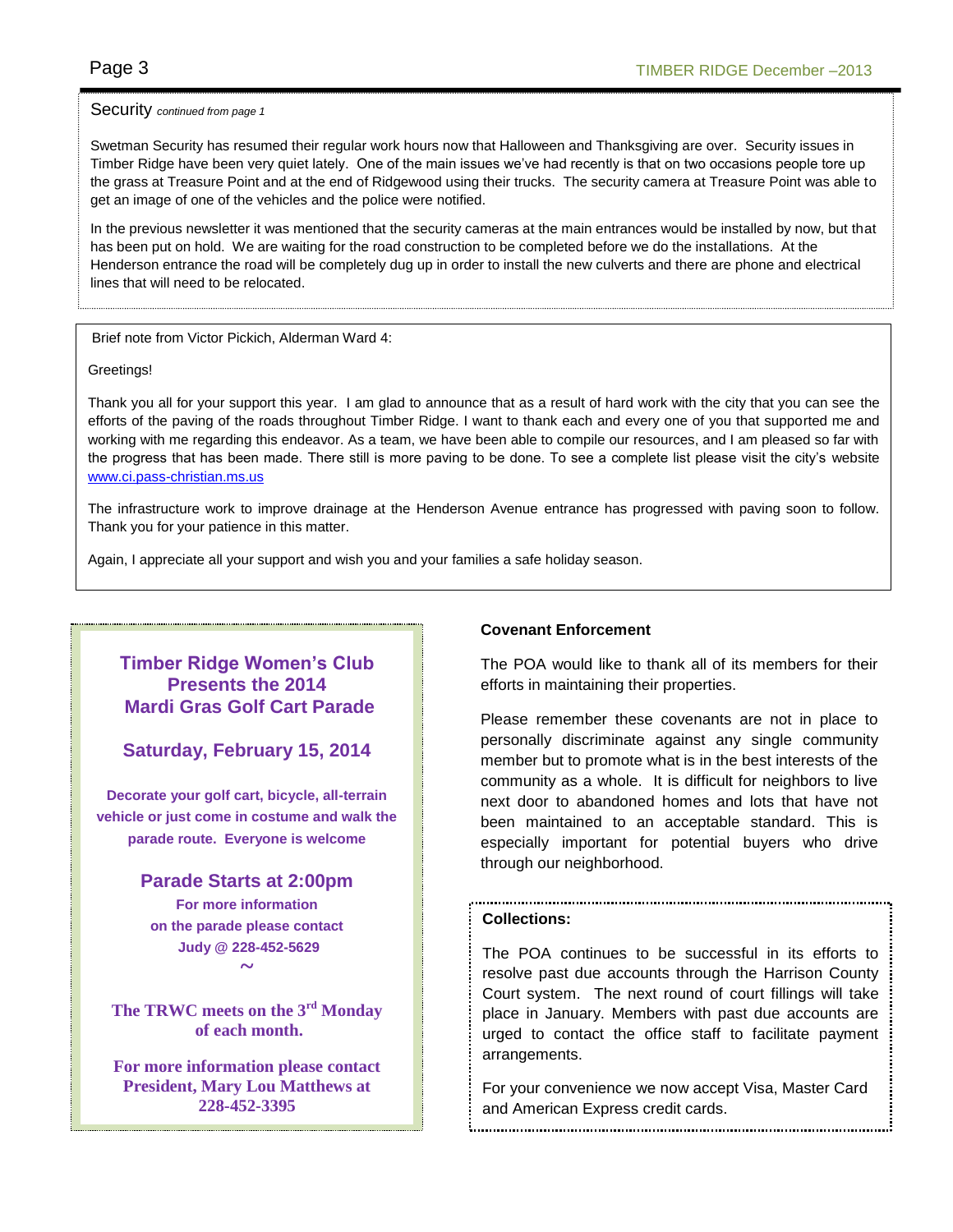## Security *continued from page 1*

Swetman Security has resumed their regular work hours now that Halloween and Thanksgiving are over. Security issues in Timber Ridge have been very quiet lately. One of the main issues we've had recently is that on two occasions people tore up the grass at Treasure Point and at the end of Ridgewood using their trucks. The security camera at Treasure Point was able to get an image of one of the vehicles and the police were notified.

In the previous newsletter it was mentioned that the security cameras at the main entrances would be installed by now, but that has been put on hold. We are waiting for the road construction to be completed before we do the installations. At the Henderson entrance the road will be completely dug up in order to install the new culverts and there are phone and electrical lines that will need to be relocated.

Brief note from Victor Pickich, Alderman Ward 4:

Greetings!

Thank you all for your support this year. I am glad to announce that as a result of hard work with the city that you can see the efforts of the paving of the roads throughout Timber Ridge. I want to thank each and every one of you that supported me and working with me regarding this endeavor. As a team, we have been able to compile our resources, and I am pleased so far with the progress that has been made. There still is more paving to be done. To see a complete list please visit the city's website www.ci.pass-christian.ms.us

The infrastructure work to improve drainage at the Henderson Avenue entrance has progressed with paving soon to follow. Thank you for your patience in this matter.

Again, I appreciate all your support and wish you and your families a safe holiday season.

## Timber Ridge Women's Club Presents the 2014 Mardi Gras Golf Cart Parade

### Saturday, February 15, 2014

**Decorate your golf cart, bicycle, all-terrain vehicle or just come in costume and walk the parade route. Everyone is welcome**

### Parade Starts at 2:00pm

**For more information on the parade please contact Judy @ 228-452-5629**

~

**The TRWC meets on the 3rd Monday of each month.**

**For more information please contact President, Mary Lou Matthews at 228-452-3395**

**Covenant Enforcement**

The POA would like to thank all of its members for their efforts in maintaining their properties.

Please remember these covenants are not in place to personally discriminate against any single community member but to promote what is in the best interests of the community as a whole. It is difficult for neighbors to live next door to abandoned homes and lots that have not been maintained to an acceptable standard. This is especially important for potential buyers who drive through our neighborhood.

**Collections:**

The POA continues to be successful in its efforts to resolve past due accounts through the Harrison County Court system. The next round of court fillings will take place in January. Members with past due accounts are urged to contact the office staff to facilitate payment arrangements.

For your convenience we now accept Visa, Master Card and American Express credit cards.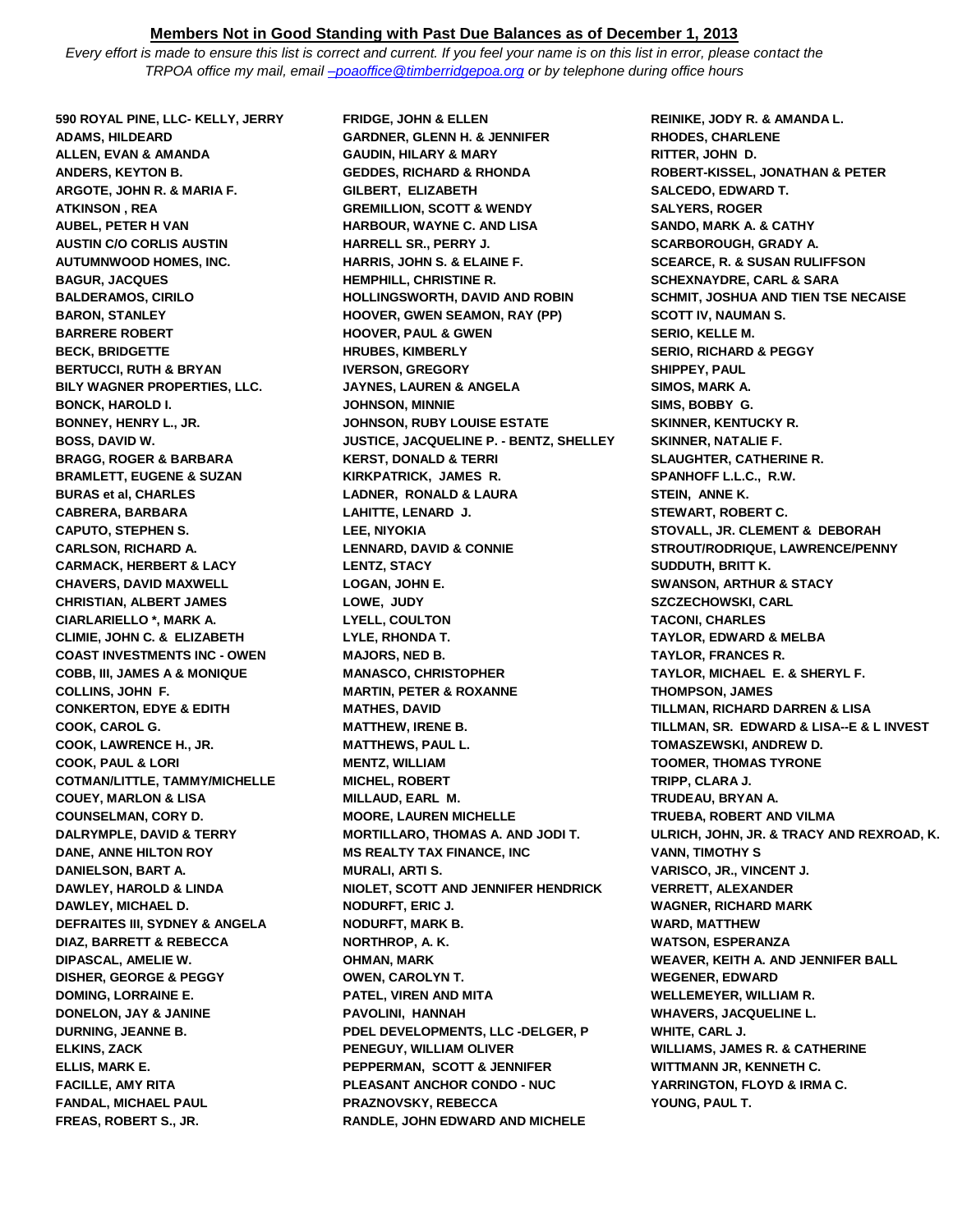**Members Not in Good Standing with Past Due Balances as of December 1, 2013**

*Every effort is made to ensure this list is correct and current. If you feel your name is on this list in error, please contact the TRPOA office my mail, email –poaoffice@timberridgepoa.org or by telephone during office hours*

**590 ROYAL PINE, LLC- KELLY, JERRY**
**ADAMS, HILDEARD**
**ALLEN, EVAN & AMANDA**
**ANDERS, KEYTON B.**
**ARGOTE, JOHN R. & MARIA F.**
**ATKINSON , REA**
**AUBEL, PETER H VAN**
**AUSTIN C/O CORLIS AUSTIN**
**AUTUMNWOOD HOMES, INC.**
**BAGUR, JACQUES**
**BALDERAMOS, CIRILO**
**BARON, STANLEY**
**BARRERE ROBERT**
**BECK, BRIDGETTE**
**BERTUCCI, RUTH & BRYAN**
**BILY WAGNER PROPERTIES, LLC.**
**BONCK, HAROLD I.**
**BONNEY, HENRY L., JR.**
**BOSS, DAVID W.**
**BRAGG, ROGER & BARBARA**
**BRAMLETT, EUGENE & SUZAN**
**BURAS et al, CHARLES**
**CABRERA, BARBARA**
**CAPUTO, STEPHEN S.**
**CARLSON, RICHARD A.**
**CARMACK, HERBERT & LACY**
**CHAVERS, DAVID MAXWELL**
**CHRISTIAN, ALBERT JAMES**
**CIARLARIELLO *, MARK A.**
**CLIMIE, JOHN C. & ELIZABETH**
**COAST INVESTMENTS INC - OWEN**
**COBB, III, JAMES A & MONIQUE**
**COLLINS, JOHN F.**
**CONKERTON, EDYE & EDITH**
**COOK, CAROL G.**
**COOK, LAWRENCE H., JR.**
**COOK, PAUL & LORI**
**COTMAN/LITTLE, TAMMY/MICHELLE**
**COUEY, MARLON & LISA**
**COUNSELMAN, CORY D.**
**DALRYMPLE, DAVID & TERRY**
**DANE, ANNE HILTON ROY**
**DANIELSON, BART A.**
**DAWLEY, HAROLD & LINDA**
**DAWLEY, MICHAEL D.**
**DEFRAITES III, SYDNEY & ANGELA**
**DIAZ, BARRETT & REBECCA**
**DIPASCAL, AMELIE W.**
**DISHER, GEORGE & PEGGY**
**DOMING, LORRAINE E.**
**DONELON, JAY & JANINE**
**DURNING, JEANNE B.**
**ELKINS, ZACK**
**ELLIS, MARK E.**
**FACILLE, AMY RITA**
**FANDAL, MICHAEL PAUL**
**FREAS, ROBERT S., JR.**
**FRIDGE, JOHN & ELLEN**
**GARDNER, GLENN H. & JENNIFER**
**GAUDIN, HILARY & MARY**
**GEDDES, RICHARD & RHONDA**
**GILBERT, ELIZABETH**
**GREMILLION, SCOTT & WENDY**
**HARBOUR, WAYNE C. AND LISA**
**HARRELL SR., PERRY J.**
**HARRIS, JOHN S. & ELAINE F.**
**HEMPHILL, CHRISTINE R.**
**HOLLINGSWORTH, DAVID AND ROBIN**
**HOOVER, GWEN SEAMON, RAY (PP)**
**HOOVER, PAUL & GWEN**
**HRUBES, KIMBERLY**
**IVERSON, GREGORY**
**JAYNES, LAUREN & ANGELA**
**JOHNSON, MINNIE**
**JOHNSON, RUBY LOUISE ESTATE**
**JUSTICE, JACQUELINE P. - BENTZ, SHELLEY**
**KERST, DONALD & TERRI**
**KIRKPATRICK, JAMES R.**
**LADNER, RONALD & LAURA**
**LAHITTE, LENARD J.**
**LEE, NIYOKIA**
**LENNARD, DAVID & CONNIE**
**LENTZ, STACY**
**LOGAN, JOHN E.**
**LOWE, JUDY**
**LYELL, COULTON**
**LYLE, RHONDA T.**
**MAJORS, NED B.**
**MANASCO, CHRISTOPHER**
**MARTIN, PETER & ROXANNE**
**MATHES, DAVID**
**MATTHEW, IRENE B.**
**MATTHEWS, PAUL L.**
**MENTZ, WILLIAM**
**MICHEL, ROBERT**
**MILLAUD, EARL M.**
**MOORE, LAUREN MICHELLE**
**MORTILLARO, THOMAS A. AND JODI T.**
**MS REALTY TAX FINANCE, INC**
**MURALI, ARTI S.**
**NIOLET, SCOTT AND JENNIFER HENDRICK**
**NODURFT, ERIC J.**
**NODURFT, MARK B.**
**NORTHROP, A. K.**
**OHMAN, MARK**
**OWEN, CAROLYN T.**
**PATEL, VIREN AND MITA**
**PAVOLINI, HANNAH**
**PDEL DEVELOPMENTS, LLC -DELGER, P**
**PENEGUY, WILLIAM OLIVER**
**PEPPERMAN, SCOTT & JENNIFER**
**PLEASANT ANCHOR CONDO - NUC**
**PRAZNOVSKY, REBECCA**
**RANDLE, JOHN EDWARD AND MICHELE**
**REINIKE, JODY R. & AMANDA L.**
**RHODES, CHARLENE**
**RITTER, JOHN D.**
**ROBERT-KISSEL, JONATHAN & PETER**
**SALCEDO, EDWARD T.**
**SALYERS, ROGER**
**SANDO, MARK A. & CATHY**
**SCARBOROUGH, GRADY A.**
**SCEARCE, R. & SUSAN RULIFFSON**
**SCHEXNAYDRE, CARL & SARA**
**SCHMIT, JOSHUA AND TIEN TSE NECAISE**
**SCOTT IV, NAUMAN S.**
**SERIO, KELLE M.**
**SERIO, RICHARD & PEGGY**
**SHIPPEY, PAUL**
**SIMOS, MARK A.**
**SIMS, BOBBY G.**
**SKINNER, KENTUCKY R.**
**SKINNER, NATALIE F.**
**SLAUGHTER, CATHERINE R.**
**SPANHOFF L.L.C., R.W.**
**STEIN, ANNE K.**
**STEWART, ROBERT C.**
**STOVALL, JR. CLEMENT & DEBORAH**
**STROUT/RODRIQUE, LAWRENCE/PENNY**
**SUDDUTH, BRITT K.**
**SWANSON, ARTHUR & STACY**
**SZCZECHOWSKI, CARL**
**TACONI, CHARLES**
**TAYLOR, EDWARD & MELBA**
**TAYLOR, FRANCES R.**
**TAYLOR, MICHAEL E. & SHERYL F.**
**THOMPSON, JAMES**
**TILLMAN, RICHARD DARREN & LISA**
**TILLMAN, SR. EDWARD & LISA--E & L INVEST**
**TOMASZEWSKI, ANDREW D.**
**TOOMER, THOMAS TYRONE**
**TRIPP, CLARA J.**
**TRUDEAU, BRYAN A.**
**TRUEBA, ROBERT AND VILMA**
**ULRICH, JOHN, JR. & TRACY AND REXROAD, K.**
**VANN, TIMOTHY S**
**VARISCO, JR., VINCENT J.**
**VERRETT, ALEXANDER**
**WAGNER, RICHARD MARK**
**WARD, MATTHEW**
**WATSON, ESPERANZA**
**WEAVER, KEITH A. AND JENNIFER BALL**
**WEGENER, EDWARD**
**WELLEMEYER, WILLIAM R.**
**WHAVERS, JACQUELINE L.**
**WHITE, CARL J.**
**WILLIAMS, JAMES R. & CATHERINE**
**WITTMANN JR, KENNETH C.**
**YARRINGTON, FLOYD & IRMA C.**
**YOUNG, PAUL T.**